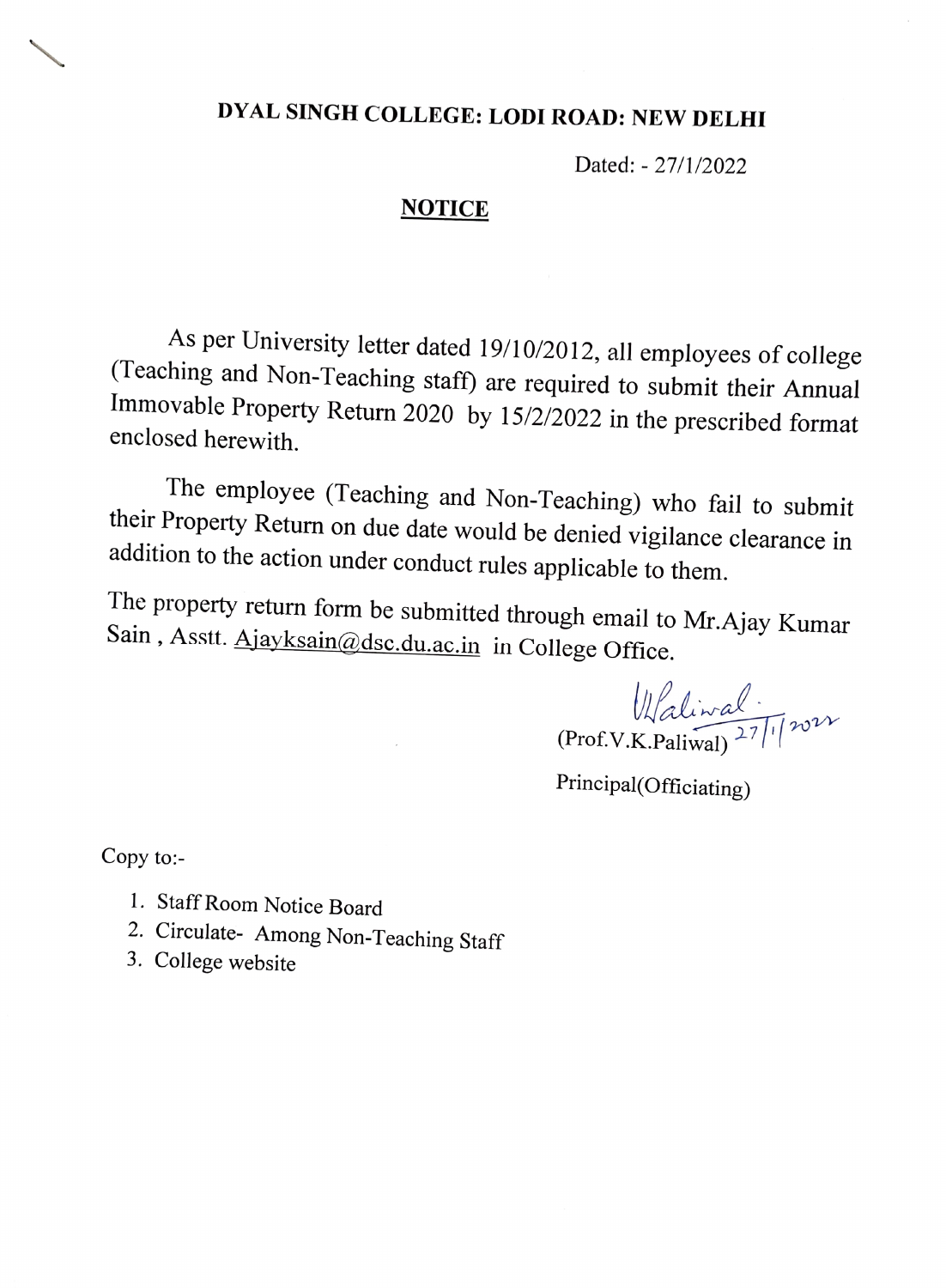# DYAL SINGH COLLEGE: LODI ROAD: NEW DELHI

Dated: - 27/1/2022

## NOTICE

As per University letter dated 19/10/2012, all employees of college (Teaching and Non-Teaching staff) are required to submit their Annual Immovable Property Return 2020 by 15/2/2022 in the prescribed format enclosed herewith.

The employee (Teaching and Non-Teaching) who fail to submit their Property Return on due date would be denied vigilance clearance in addition to the action under conduct rules applicable to them.

The property return form be submitted through email to Mr.Ajay Kumar Sain , Asstt. Ajayksain@dsc.du.ac.in in College Office.

VKPaliwal 27/1/2022
(Prof.V.K.Paliwal)

Principal(Officiating)

Copy to:-

1. Staff Room Notice Board
2. Circulate- Among Non-Teaching Staff
3. College website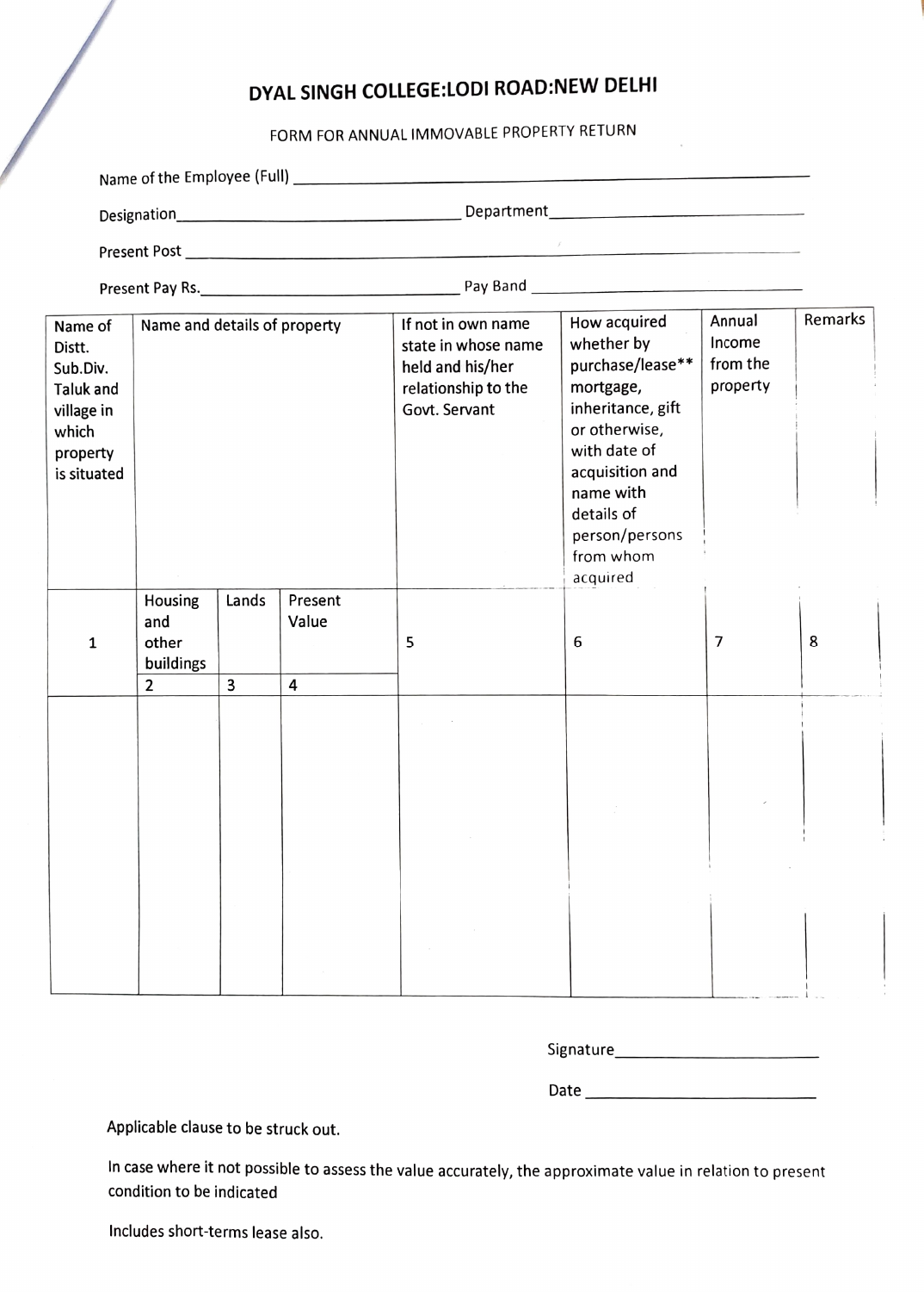# DYAL SINGH COLLEGE:LODI ROAD:NEW DELHI

FORM FOR ANNUAL IMMOVABLE PROPERTY RETURN

Name of the Employee (Full) ____________________________________________

Designation______________________________ Department______________________________

Present Post ____________________________________________

Present Pay Rs.______________________________ Pay Band ______________________________

| Name of Distt. Sub.Div. Taluk and village in which property is situated | Name and details of property | | | If not in own name state in whose name held and his/her relationship to the Govt. Servant | How acquired whether by purchase/lease** mortgage, inheritance, gift or otherwise, with date of acquisition and name with details of person/persons from whom acquired | Annual Income from the property | Remarks |
|---|---|---|---|---|---|---|---|
| | Housing and other buildings | Lands | Present Value | | | | |
| 1 | 2 | 3 | 4 | 5 | 6 | 7 | 8 |
| | | | | | | | |

Signature______________________

Date ______________________

Applicable clause to be struck out.

In case where it not possible to assess the value accurately, the approximate value in relation to present condition to be indicated

Includes short-terms lease also.